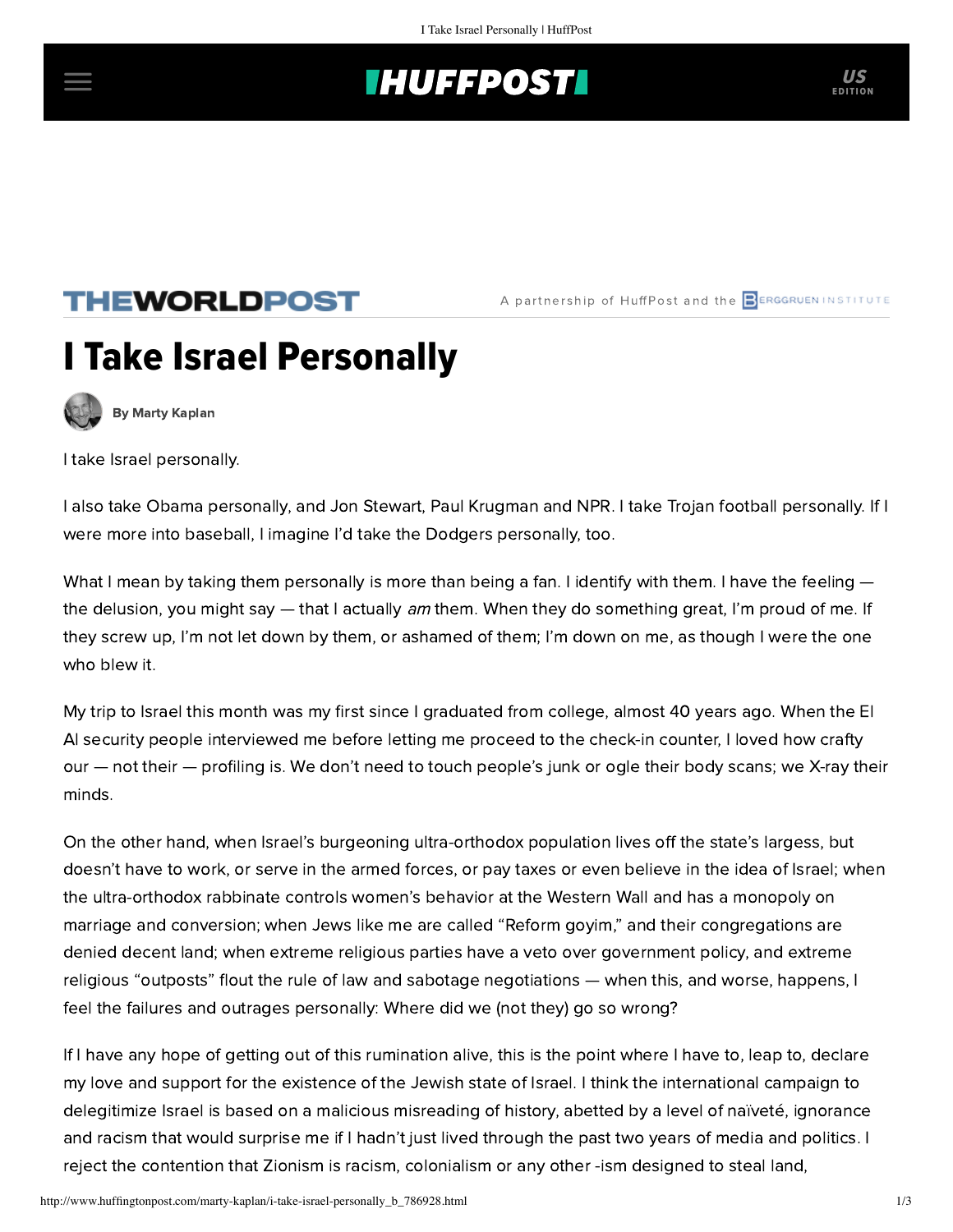# I Take Israel Personally

By Marty Kaplan

I take Israel personally.

I also take Obama personally, and Jon Stewart, Paul Krugman and NPR. I take Trojan football personally. If I were more into baseball, I imagine I'd take the Dodgers personally, too.

What I mean by taking them personally is more than being a fan. I identify with them. I have the feeling — the delusion, you might say — that I actually *am* them. When they do something great, I'm proud of me. If they screw up, I'm not let down by them, or ashamed of them; I'm down on me, as though I were the one who blew it.

My trip to Israel this month was my first since I graduated from college, almost 40 years ago. When the El Al security people interviewed me before letting me proceed to the check-in counter, I loved how crafty our — not their — profiling is. We don't need to touch people's junk or ogle their body scans; we X-ray their minds.

On the other hand, when Israel's burgeoning ultra-orthodox population lives off the state's largess, but doesn't have to work, or serve in the armed forces, or pay taxes or even believe in the idea of Israel; when the ultra-orthodox rabbinate controls women's behavior at the Western Wall and has a monopoly on marriage and conversion; when Jews like me are called "Reform goyim," and their congregations are denied decent land; when extreme religious parties have a veto over government policy, and extreme religious "outposts" flout the rule of law and sabotage negotiations — when this, and worse, happens, I feel the failures and outrages personally: Where did we (not they) go so wrong?

If I have any hope of getting out of this rumination alive, this is the point where I have to, leap to, declare my love and support for the existence of the Jewish state of Israel. I think the international campaign to delegitimize Israel is based on a malicious misreading of history, abetted by a level of naïveté, ignorance and racism that would surprise me if I hadn't just lived through the past two years of media and politics. I reject the contention that Zionism is racism, colonialism or any other -ism designed to steal land,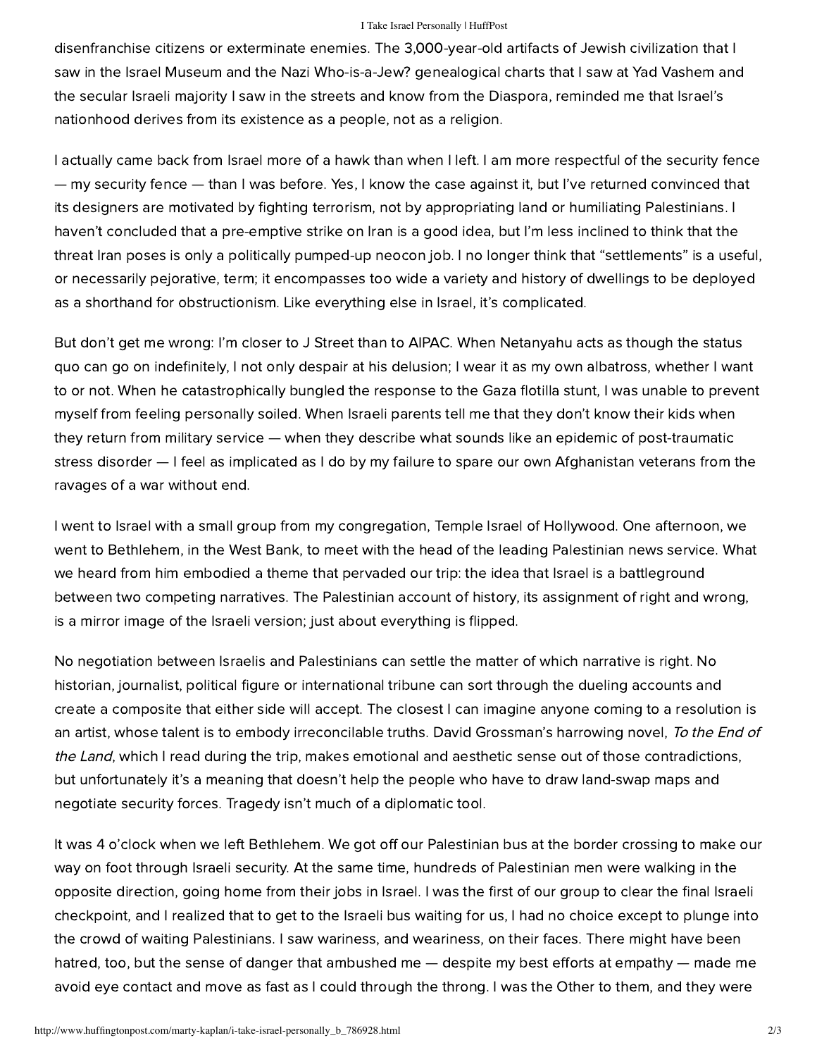disenfranchise citizens or exterminate enemies. The 3,000-year-old artifacts of Jewish civilization that I saw in the Israel Museum and the Nazi Who-is-a-Jew? genealogical charts that I saw at Yad Vashem and the secular Israeli majority I saw in the streets and know from the Diaspora, reminded me that Israel's nationhood derives from its existence as a people, not as a religion.

I actually came back from Israel more of a hawk than when I left. I am more respectful of the security fence — my security fence — than I was before. Yes, I know the case against it, but I've returned convinced that its designers are motivated by fighting terrorism, not by appropriating land or humiliating Palestinians. I haven't concluded that a pre-emptive strike on Iran is a good idea, but I'm less inclined to think that the threat Iran poses is only a politically pumped-up neocon job. I no longer think that "settlements" is a useful, or necessarily pejorative, term; it encompasses too wide a variety and history of dwellings to be deployed as a shorthand for obstructionism. Like everything else in Israel, it's complicated.

But don't get me wrong: I'm closer to J Street than to AIPAC. When Netanyahu acts as though the status quo can go on indefinitely, I not only despair at his delusion; I wear it as my own albatross, whether I want to or not. When he catastrophically bungled the response to the Gaza flotilla stunt, I was unable to prevent myself from feeling personally soiled. When Israeli parents tell me that they don't know their kids when they return from military service — when they describe what sounds like an epidemic of post-traumatic stress disorder — I feel as implicated as I do by my failure to spare our own Afghanistan veterans from the ravages of a war without end.

I went to Israel with a small group from my congregation, Temple Israel of Hollywood. One afternoon, we went to Bethlehem, in the West Bank, to meet with the head of the leading Palestinian news service. What we heard from him embodied a theme that pervaded our trip: the idea that Israel is a battleground between two competing narratives. The Palestinian account of history, its assignment of right and wrong, is a mirror image of the Israeli version; just about everything is flipped.

No negotiation between Israelis and Palestinians can settle the matter of which narrative is right. No historian, journalist, political figure or international tribune can sort through the dueling accounts and create a composite that either side will accept. The closest I can imagine anyone coming to a resolution is an artist, whose talent is to embody irreconcilable truths. David Grossman's harrowing novel, *To the End of the Land*, which I read during the trip, makes emotional and aesthetic sense out of those contradictions, but unfortunately it's a meaning that doesn't help the people who have to draw land-swap maps and negotiate security forces. Tragedy isn't much of a diplomatic tool.

It was 4 o'clock when we left Bethlehem. We got off our Palestinian bus at the border crossing to make our way on foot through Israeli security. At the same time, hundreds of Palestinian men were walking in the opposite direction, going home from their jobs in Israel. I was the first of our group to clear the final Israeli checkpoint, and I realized that to get to the Israeli bus waiting for us, I had no choice except to plunge into the crowd of waiting Palestinians. I saw wariness, and weariness, on their faces. There might have been hatred, too, but the sense of danger that ambushed me — despite my best efforts at empathy — made me avoid eye contact and move as fast as I could through the throng. I was the Other to them, and they were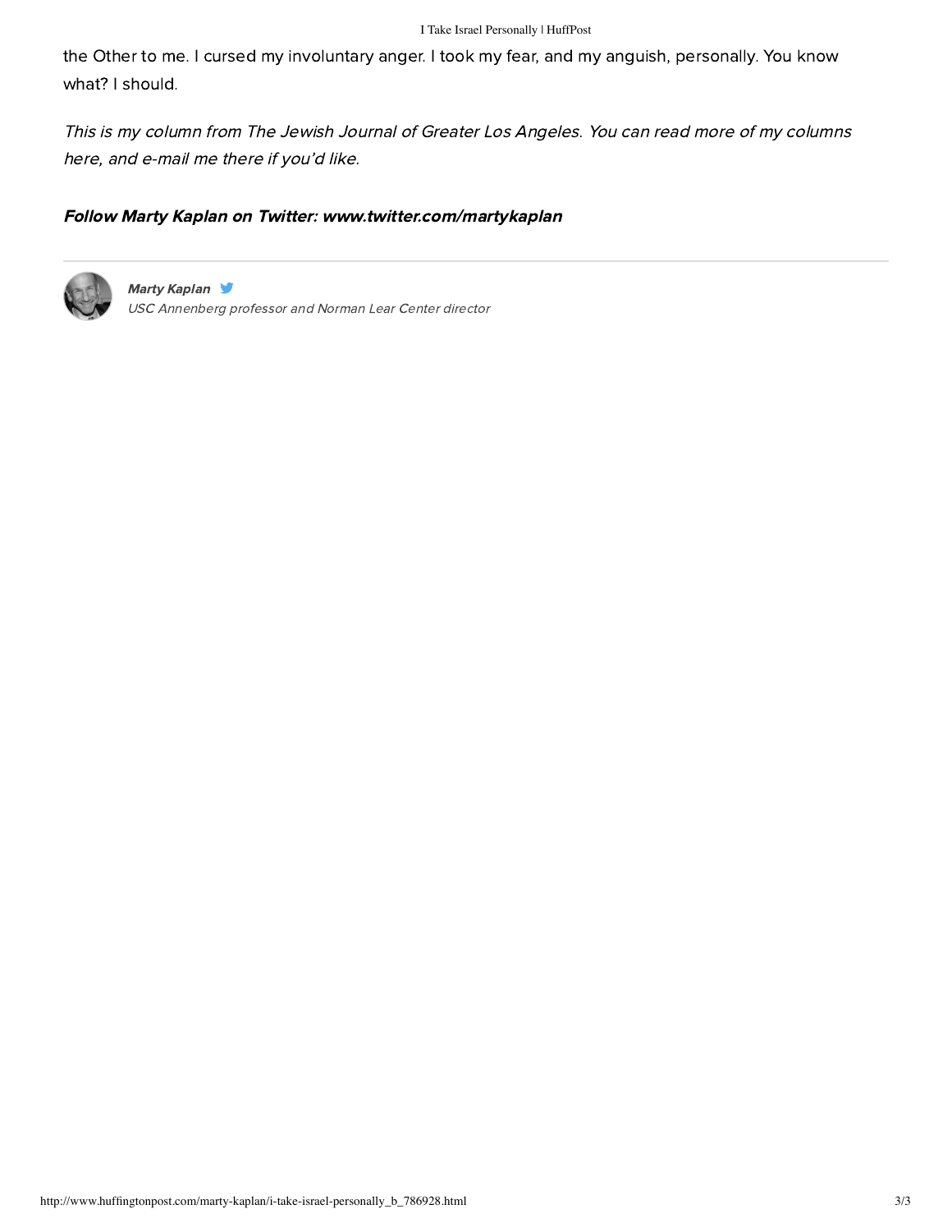the Other to me. I cursed my involuntary anger. I took my fear, and my anguish, personally. You know what? I should.

*This is my column from The Jewish Journal of Greater Los Angeles. You can read more of my columns here, and e-mail me there if you'd like.*

***Follow Marty Kaplan on Twitter: www.twitter.com/martykaplan***

---

***Marty Kaplan***
*USC Annenberg professor and Norman Lear Center director*